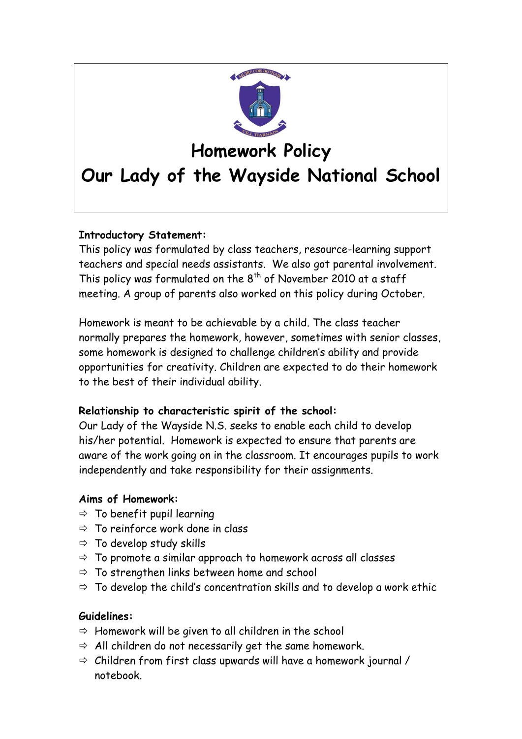# Homework Policy

# Our Lady of the Wayside National School

**Introductory Statement:**

This policy was formulated by class teachers, resource-learning support teachers and special needs assistants. We also got parental involvement. This policy was formulated on the 8th of November 2010 at a staff meeting. A group of parents also worked on this policy during October.

Homework is meant to be achievable by a child. The class teacher normally prepares the homework, however, sometimes with senior classes, some homework is designed to challenge children's ability and provide opportunities for creativity. Children are expected to do their homework to the best of their individual ability.

**Relationship to characteristic spirit of the school:**

Our Lady of the Wayside N.S. seeks to enable each child to develop his/her potential. Homework is expected to ensure that parents are aware of the work going on in the classroom. It encourages pupils to work independently and take responsibility for their assignments.

**Aims of Homework:**

- To benefit pupil learning
- To reinforce work done in class
- To develop study skills
- To promote a similar approach to homework across all classes
- To strengthen links between home and school
- To develop the child's concentration skills and to develop a work ethic

**Guidelines:**

- Homework will be given to all children in the school
- All children do not necessarily get the same homework.
- Children from first class upwards will have a homework journal / notebook.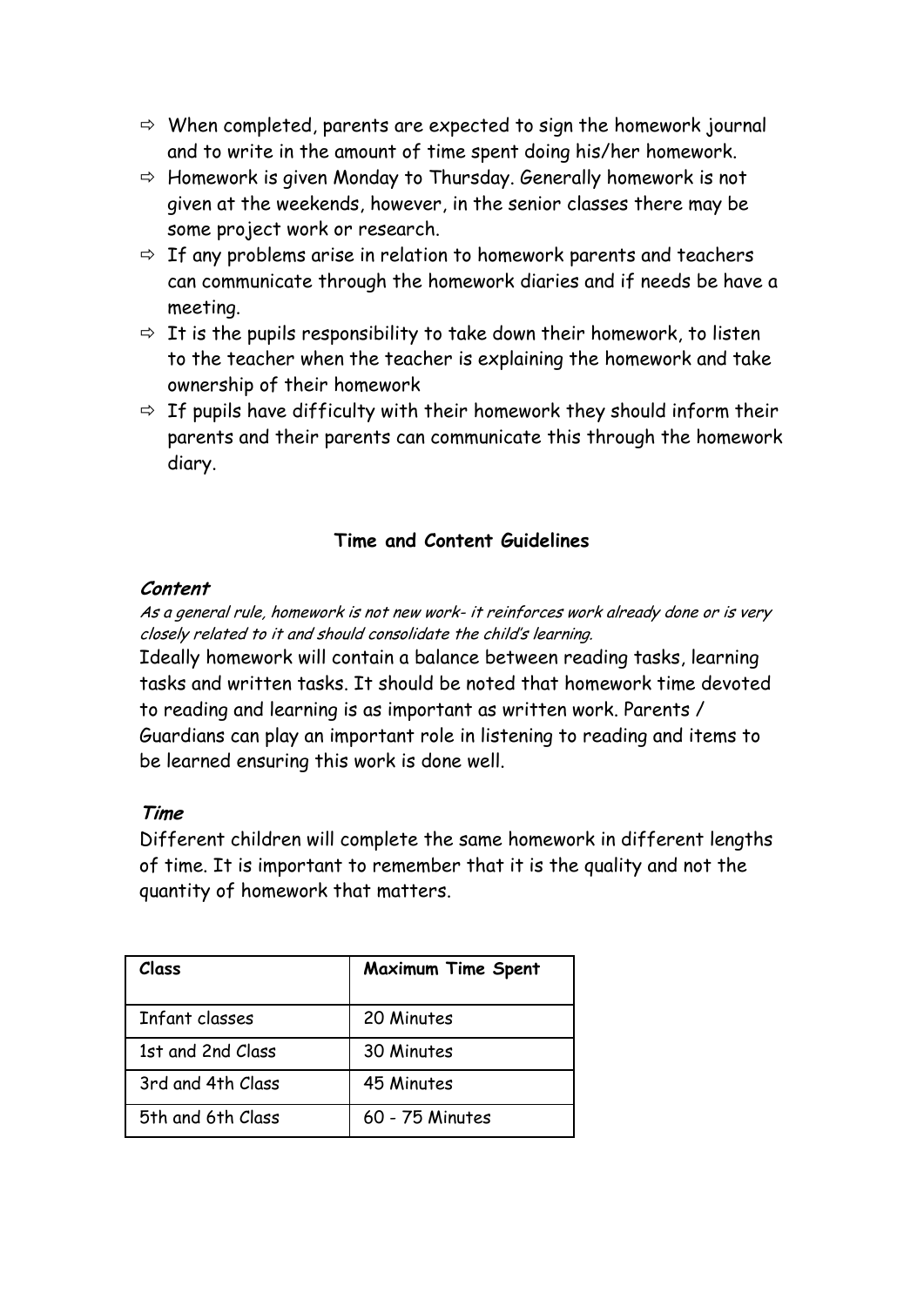- ⇨ When completed, parents are expected to sign the homework journal and to write in the amount of time spent doing his/her homework.
- ⇨ Homework is given Monday to Thursday. Generally homework is not given at the weekends, however, in the senior classes there may be some project work or research.
- ⇨ If any problems arise in relation to homework parents and teachers can communicate through the homework diaries and if needs be have a meeting.
- ⇨ It is the pupils responsibility to take down their homework, to listen to the teacher when the teacher is explaining the homework and take ownership of their homework
- ⇨ If pupils have difficulty with their homework they should inform their parents and their parents can communicate this through the homework diary.

## Time and Content Guidelines

### *Content*

*As a general rule, homework is not new work- it reinforces work already done or is very closely related to it and should consolidate the child's learning.*

Ideally homework will contain a balance between reading tasks, learning tasks and written tasks. It should be noted that homework time devoted to reading and learning is as important as written work. Parents / Guardians can play an important role in listening to reading and items to be learned ensuring this work is done well.

### *Time*

Different children will complete the same homework in different lengths of time. It is important to remember that it is the quality and not the quantity of homework that matters.

| Class | Maximum Time Spent |
|---|---|
| Infant classes | 20 Minutes |
| 1st and 2nd Class | 30 Minutes |
| 3rd and 4th Class | 45 Minutes |
| 5th and 6th Class | 60 - 75 Minutes |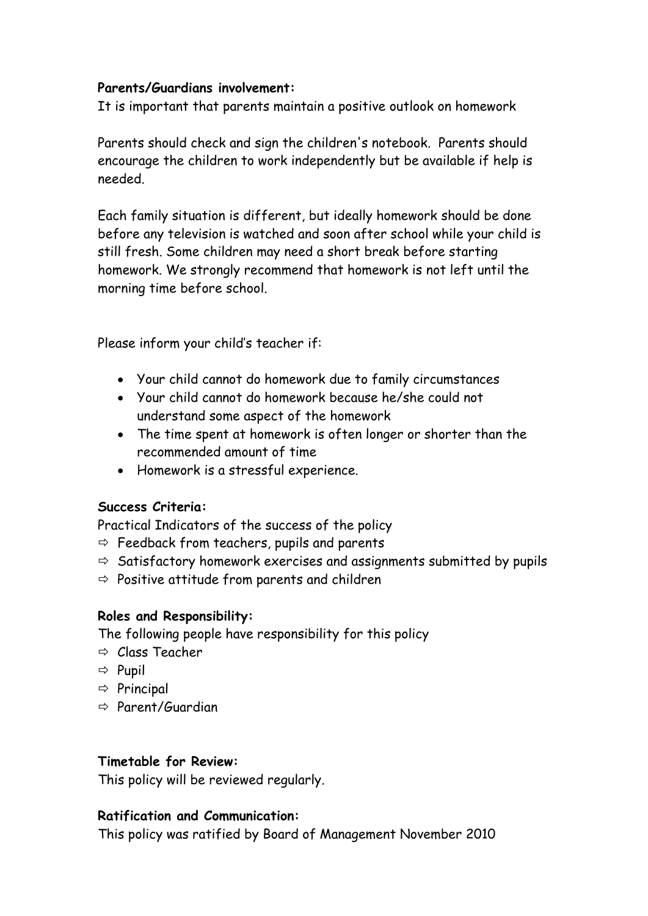**Parents/Guardians involvement:**

It is important that parents maintain a positive outlook on homework

Parents should check and sign the children's notebook. Parents should encourage the children to work independently but be available if help is needed.

Each family situation is different, but ideally homework should be done before any television is watched and soon after school while your child is still fresh. Some children may need a short break before starting homework. We strongly recommend that homework is not left until the morning time before school.

Please inform your child's teacher if:

- Your child cannot do homework due to family circumstances
- Your child cannot do homework because he/she could not understand some aspect of the homework
- The time spent at homework is often longer or shorter than the recommended amount of time
- Homework is a stressful experience.

**Success Criteria:**

Practical Indicators of the success of the policy

- ⇨ Feedback from teachers, pupils and parents
- ⇨ Satisfactory homework exercises and assignments submitted by pupils
- ⇨ Positive attitude from parents and children

**Roles and Responsibility:**

The following people have responsibility for this policy

- ⇨ Class Teacher
- ⇨ Pupil
- ⇨ Principal
- ⇨ Parent/Guardian

**Timetable for Review:**

This policy will be reviewed regularly.

**Ratification and Communication:**

This policy was ratified by Board of Management November 2010